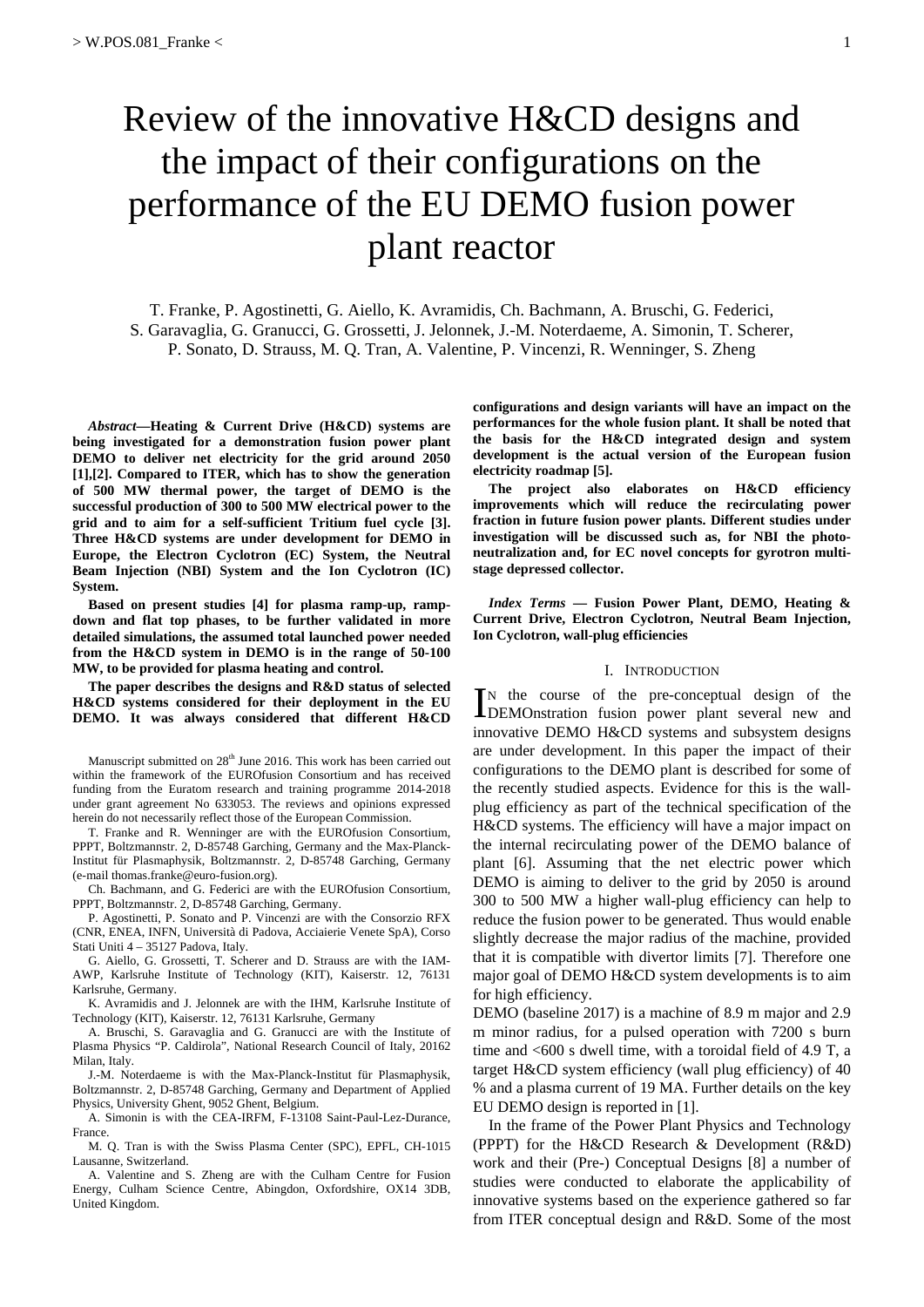# Review of the innovative H&CD designs and the impact of their configurations on the performance of the EU DEMO fusion power plant reactor

T. Franke, P. Agostinetti, G. Aiello, K. Avramidis, Ch. Bachmann, A. Bruschi, G. Federici, S. Garavaglia, G. Granucci, G. Grossetti, J. Jelonnek, J.-M. Noterdaeme, A. Simonin, T. Scherer, P. Sonato, D. Strauss, M. Q. Tran, A. Valentine, P. Vincenzi, R. Wenninger, S. Zheng

***Abstract*—Heating & Current Drive (H&CD) systems are being investigated for a demonstration fusion power plant DEMO to deliver net electricity for the grid around 2050 [1],[2]. Compared to ITER, which has to show the generation of 500 MW thermal power, the target of DEMO is the successful production of 300 to 500 MW electrical power to the grid and to aim for a self-sufficient Tritium fuel cycle [3]. Three H&CD systems are under development for DEMO in Europe, the Electron Cyclotron (EC) System, the Neutral Beam Injection (NBI) System and the Ion Cyclotron (IC) System.**

**Based on present studies [4] for plasma ramp-up, ramp-down and flat top phases, to be further validated in more detailed simulations, the assumed total launched power needed from the H&CD system in DEMO is in the range of 50-100 MW, to be provided for plasma heating and control.**

**The paper describes the designs and R&D status of selected H&CD systems considered for their deployment in the EU DEMO. It was always considered that different H&CD configurations and design variants will have an impact on the performances for the whole fusion plant. It shall be noted that the basis for the H&CD integrated design and system development is the actual version of the European fusion electricity roadmap [5].**

**The project also elaborates on H&CD efficiency improvements which will reduce the recirculating power fraction in future fusion power plants. Different studies under investigation will be discussed such as, for NBI the photo-neutralization and, for EC novel concepts for gyrotron multi-stage depressed collector.**

***Index Terms* — Fusion Power Plant, DEMO, Heating & Current Drive, Electron Cyclotron, Neutral Beam Injection, Ion Cyclotron, wall-plug efficiencies**

Manuscript submitted on 28th June 2016. This work has been carried out within the framework of the EUROfusion Consortium and has received funding from the Euratom research and training programme 2014-2018 under grant agreement No 633053. The reviews and opinions expressed herein do not necessarily reflect those of the European Commission.

T. Franke and R. Wenninger are with the EUROfusion Consortium, PPPT, Boltzmannstr. 2, D-85748 Garching, Germany and the Max-Planck-Institut für Plasmaphysik, Boltzmannstr. 2, D-85748 Garching, Germany (e-mail thomas.franke@euro-fusion.org).

Ch. Bachmann, and G. Federici are with the EUROfusion Consortium, PPPT, Boltzmannstr. 2, D-85748 Garching, Germany.

P. Agostinetti, P. Sonato and P. Vincenzi are with the Consorzio RFX (CNR, ENEA, INFN, Università di Padova, Acciaierie Venete SpA), Corso Stati Uniti 4 – 35127 Padova, Italy.

G. Aiello, G. Grossetti, T. Scherer and D. Strauss are with the IAM-AWP, Karlsruhe Institute of Technology (KIT), Kaiserstr. 12, 76131 Karlsruhe, Germany.

K. Avramidis and J. Jelonnek are with the IHM, Karlsruhe Institute of Technology (KIT), Kaiserstr. 12, 76131 Karlsruhe, Germany

A. Bruschi, S. Garavaglia and G. Granucci are with the Institute of Plasma Physics "P. Caldirola", National Research Council of Italy, 20162 Milan, Italy.

J.-M. Noterdaeme is with the Max-Planck-Institut für Plasmaphysik, Boltzmannstr. 2, D-85748 Garching, Germany and Department of Applied Physics, University Ghent, 9052 Ghent, Belgium.

A. Simonin is with the CEA-IRFM, F-13108 Saint-Paul-Lez-Durance, France.

M. Q. Tran is with the Swiss Plasma Center (SPC), EPFL, CH-1015 Lausanne, Switzerland.

A. Valentine and S. Zheng are with the Culham Centre for Fusion Energy, Culham Science Centre, Abingdon, Oxfordshire, OX14 3DB, United Kingdom.

## I. Introduction

In the course of the pre-conceptual design of the DEMOnstration fusion power plant several new and innovative DEMO H&CD systems and subsystem designs are under development. In this paper the impact of their configurations to the DEMO plant is described for some of the recently studied aspects. Evidence for this is the wall-plug efficiency as part of the technical specification of the H&CD systems. The efficiency will have a major impact on the internal recirculating power of the DEMO balance of plant [6]. Assuming that the net electric power which DEMO is aiming to deliver to the grid by 2050 is around 300 to 500 MW a higher wall-plug efficiency can help to reduce the fusion power to be generated. Thus would enable slightly decrease the major radius of the machine, provided that it is compatible with divertor limits [7]. Therefore one major goal of DEMO H&CD system developments is to aim for high efficiency.

DEMO (baseline 2017) is a machine of 8.9 m major and 2.9 m minor radius, for a pulsed operation with 7200 s burn time and <600 s dwell time, with a toroidal field of 4.9 T, a target H&CD system efficiency (wall plug efficiency) of 40 % and a plasma current of 19 MA. Further details on the key EU DEMO design is reported in [1].

In the frame of the Power Plant Physics and Technology (PPPT) for the H&CD Research & Development (R&D) work and their (Pre-) Conceptual Designs [8] a number of studies were conducted to elaborate the applicability of innovative systems based on the experience gathered so far from ITER conceptual design and R&D. Some of the most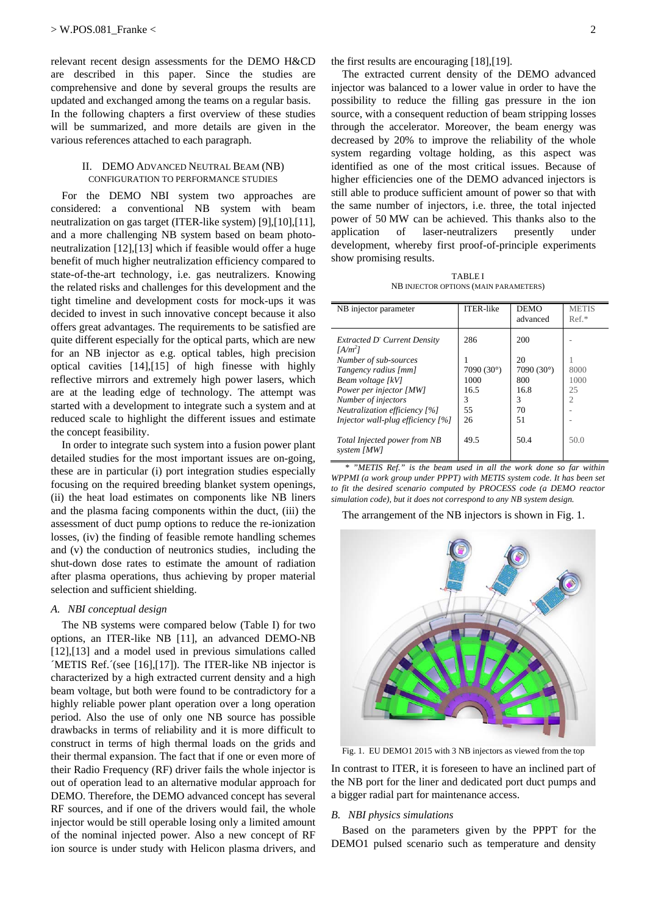relevant recent design assessments for the DEMO H&CD are described in this paper. Since the studies are comprehensive and done by several groups the results are updated and exchanged among the teams on a regular basis. In the following chapters a first overview of these studies will be summarized, and more details are given in the various references attached to each paragraph.

## II. DEMO Advanced Neutral Beam (NB) Configuration to Performance Studies

For the DEMO NBI system two approaches are considered: a conventional NB system with beam neutralization on gas target (ITER-like system) [9],[10],[11], and a more challenging NB system based on beam photo-neutralization [12],[13] which if feasible would offer a huge benefit of much higher neutralization efficiency compared to state-of-the-art technology, i.e. gas neutralizers. Knowing the related risks and challenges for this development and the tight timeline and development costs for mock-ups it was decided to invest in such innovative concept because it also offers great advantages. The requirements to be satisfied are quite different especially for the optical parts, which are new for an NB injector as e.g. optical tables, high precision optical cavities [14],[15] of high finesse with highly reflective mirrors and extremely high power lasers, which are at the leading edge of technology. The attempt was started with a development to integrate such a system and at reduced scale to highlight the different issues and estimate the concept feasibility.

In order to integrate such system into a fusion power plant detailed studies for the most important issues are on-going, these are in particular (i) port integration studies especially focusing on the required breeding blanket system openings, (ii) the heat load estimates on components like NB liners and the plasma facing components within the duct, (iii) the assessment of duct pump options to reduce the re-ionization losses, (iv) the finding of feasible remote handling schemes and (v) the conduction of neutronics studies, including the shut-down dose rates to estimate the amount of radiation after plasma operations, thus achieving by proper material selection and sufficient shielding.

### A. NBI conceptual design

The NB systems were compared below (Table I) for two options, an ITER-like NB [11], an advanced DEMO-NB [12],[13] and a model used in previous simulations called ´METIS Ref.´(see [16],[17]). The ITER-like NB injector is characterized by a high extracted current density and a high beam voltage, but both were found to be contradictory for a highly reliable power plant operation over a long operation period. Also the use of only one NB source has possible drawbacks in terms of reliability and it is more difficult to construct in terms of high thermal loads on the grids and their thermal expansion. The fact that if one or even more of their Radio Frequency (RF) driver fails the whole injector is out of operation lead to an alternative modular approach for DEMO. Therefore, the DEMO advanced concept has several RF sources, and if one of the drivers would fail, the whole injector would be still operable losing only a limited amount of the nominal injected power. Also a new concept of RF ion source is under study with Helicon plasma drivers, and the first results are encouraging [18],[19].

The extracted current density of the DEMO advanced injector was balanced to a lower value in order to have the possibility to reduce the filling gas pressure in the ion source, with a consequent reduction of beam stripping losses through the accelerator. Moreover, the beam energy was decreased by 20% to improve the reliability of the whole system regarding voltage holding, as this aspect was identified as one of the most critical issues. Because of higher efficiencies one of the DEMO advanced injectors is still able to produce sufficient amount of power so that with the same number of injectors, i.e. three, the total injected power of 50 MW can be achieved. This thanks also to the application of laser-neutralizers presently under development, whereby first proof-of-principle experiments show promising results.

TABLE I
NB Injector Options (Main Parameters)

| NB injector parameter | ITER-like | DEMO advanced | METIS Ref.* |
|---|---|---|---|
| *Extracted $D^-$ Current Density [A/m²]* | 286 | 200 | - |
| *Number of sub-sources* | 1 | 20 | 1 |
| *Tangency radius [mm]* | 7090 (30°) | 7090 (30°) | 8000 |
| *Beam voltage [kV]* | 1000 | 800 | 1000 |
| *Power per injector [MW]* | 16.5 | 16.8 | 25 |
| *Number of injectors* | 3 | 3 | 2 |
| *Neutralization efficiency [%]* | 55 | 70 | - |
| *Injector wall-plug efficiency [%]* | 26 | 51 | - |
| *Total Injected power from NB system [MW]* | 49.5 | 50.4 | 50.0 |

*\* "METIS Ref." is the beam used in all the work done so far within WPPMI (a work group under PPPT) with METIS system code. It has been set to fit the desired scenario computed by PROCESS code (a DEMO reactor simulation code), but it does not correspond to any NB system design.*

The arrangement of the NB injectors is shown in Fig. 1.

Fig. 1. EU DEMO1 2015 with 3 NB injectors as viewed from the top

In contrast to ITER, it is foreseen to have an inclined part of the NB port for the liner and dedicated port duct pumps and a bigger radial part for maintenance access.

### B. NBI physics simulations

Based on the parameters given by the PPPT for the DEMO1 pulsed scenario such as temperature and density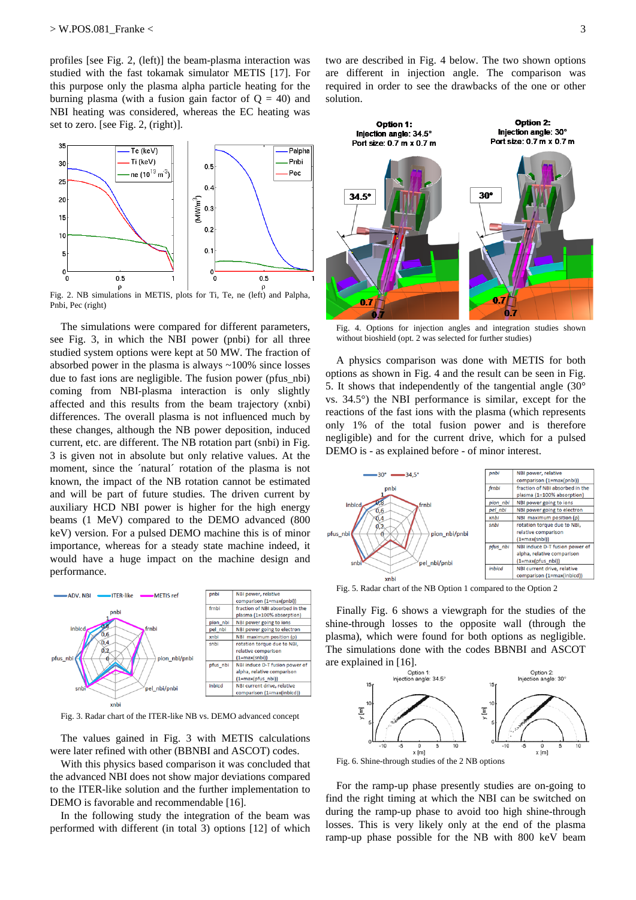profiles [see Fig. 2, (left)] the beam-plasma interaction was studied with the fast tokamak simulator METIS [17]. For this purpose only the plasma alpha particle heating for the burning plasma (with a fusion gain factor of Q = 40) and NBI heating was considered, whereas the EC heating was set to zero. [see Fig. 2, (right)].

Fig. 2. NB simulations in METIS, plots for Ti, Te, ne (left) and Palpha, Pnbi, Pec (right)

The simulations were compared for different parameters, see Fig. 3, in which the NBI power (pnbi) for all three studied system options were kept at 50 MW. The fraction of absorbed power in the plasma is always ~100% since losses due to fast ions are negligible. The fusion power (pfus_nbi) coming from NBI-plasma interaction is only slightly affected and this results from the beam trajectory (xnbi) differences. The overall plasma is not influenced much by these changes, although the NB power deposition, induced current, etc. are different. The NB rotation part (snbi) in Fig. 3 is given not in absolute but only relative values. At the moment, since the ´natural´ rotation of the plasma is not known, the impact of the NB rotation cannot be estimated and will be part of future studies. The driven current by auxiliary HCD NBI power is higher for the high energy beams (1 MeV) compared to the DEMO advanced (800 keV) version. For a pulsed DEMO machine this is of minor importance, whereas for a steady state machine indeed, it would have a huge impact on the machine design and performance.

| | |
|---|---|
| pnbi | NBI power, relative comparison (1=max(pnbi)) |
| frnbi | fraction of NBI absorbed in the plasma (1=100% absorption) |
| pion_nbi | NBI power going to ions |
| pel_nbi | NBI power going to electron |
| xnbi | NBI maximum position (ρ) |
| snbi | rotation torque due to NBI, relative comparison (1=max(snbi)) |
| pfus_nbi | NBI induce D-T fusion power of alpha, relative comparison (1=max(pfus_nbi)) |
| inbicd | NBI current drive, relative comparison (1=max(inbicd)) |

Fig. 3. Radar chart of the ITER-like NB vs. DEMO advanced concept

The values gained in Fig. 3 with METIS calculations were later refined with other (BBNBI and ASCOT) codes.

With this physics based comparison it was concluded that the advanced NBI does not show major deviations compared to the ITER-like solution and the further implementation to DEMO is favorable and recommendable [16].

In the following study the integration of the beam was performed with different (in total 3) options [12] of which two are described in Fig. 4 below. The two shown options are different in injection angle. The comparison was required in order to see the drawbacks of the one or other solution.

Fig. 4. Options for injection angles and integration studies shown without bioshield (opt. 2 was selected for further studies)

A physics comparison was done with METIS for both options as shown in Fig. 4 and the result can be seen in Fig. 5. It shows that independently of the tangential angle (30° vs. 34.5°) the NBI performance is similar, except for the reactions of the fast ions with the plasma (which represents only 1% of the total fusion power and is therefore negligible) and for the current drive, which for a pulsed DEMO is - as explained before - of minor interest.

| | |
|---|---|
| pnbi | NBI power, relative comparison (1=max(pnbi)) |
| frnbi | fraction of NBI absorbed in the plasma (1=100% absorption) |
| pion_nbi | NBI power going to ions |
| pel_nbi | NBI power going to electron |
| xnbi | NBI maximum position (ρ) |
| snbi | rotation torque due to NBI, relative comparison (1=max(snbi)) |
| pfus_nbi | NBI induce D-T fusion power of alpha, relative comparison (1=max(pfus_nbi)) |
| inbicd | NBI current drive, relative comparison (1=max(inbicd)) |

Fig. 5. Radar chart of the NB Option 1 compared to the Option 2

Finally Fig. 6 shows a viewgraph for the studies of the shine-through losses to the opposite wall (through the plasma), which were found for both options as negligible. The simulations done with the codes BBNBI and ASCOT are explained in [16].

Fig. 6. Shine-through studies of the 2 NB options

For the ramp-up phase presently studies are on-going to find the right timing at which the NBI can be switched on during the ramp-up phase to avoid too high shine-through losses. This is very likely only at the end of the plasma ramp-up phase possible for the NB with 800 keV beam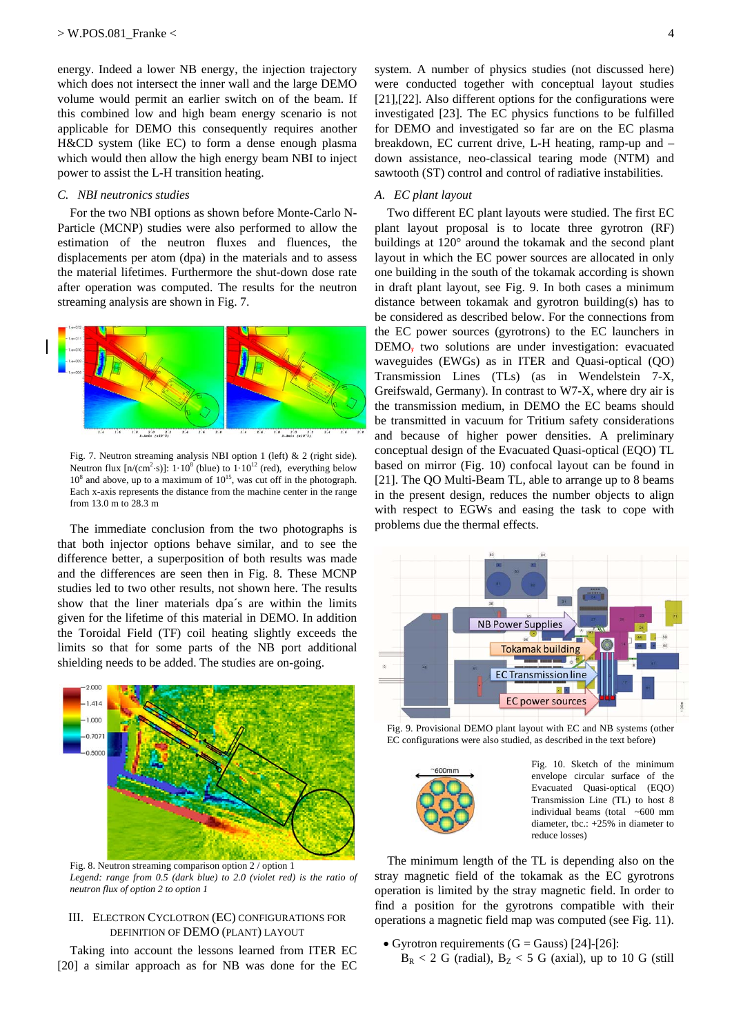energy. Indeed a lower NB energy, the injection trajectory which does not intersect the inner wall and the large DEMO volume would permit an earlier switch on of the beam. If this combined low and high beam energy scenario is not applicable for DEMO this consequently requires another H&CD system (like EC) to form a dense enough plasma which would then allow the high energy beam NBI to inject power to assist the L-H transition heating.

### C. NBI neutronics studies

For the two NBI options as shown before Monte-Carlo N-Particle (MCNP) studies were also performed to allow the estimation of the neutron fluxes and fluences, the displacements per atom (dpa) in the materials and to assess the material lifetimes. Furthermore the shut-down dose rate after operation was computed. The results for the neutron streaming analysis are shown in Fig. 7.

Fig. 7. Neutron streaming analysis NBI option 1 (left) & 2 (right side). Neutron flux [n/(cm$^2$·s)]: $1{\cdot}10^8$ (blue) to $1{\cdot}10^{12}$ (red), everything below $10^8$ and above, up to a maximum of $10^{15}$, was cut off in the photograph. Each x-axis represents the distance from the machine center in the range from 13.0 m to 28.3 m

The immediate conclusion from the two photographs is that both injector options behave similar, and to see the difference better, a superposition of both results was made and the differences are seen then in Fig. 8. These MCNP studies led to two other results, not shown here. The results show that the liner materials dpa´s are within the limits given for the lifetime of this material in DEMO. In addition the Toroidal Field (TF) coil heating slightly exceeds the limits so that for some parts of the NB port additional shielding needs to be added. The studies are on-going.

Fig. 8. Neutron streaming comparison option 2 / option 1
*Legend: range from 0.5 (dark blue) to 2.0 (violet red) is the ratio of neutron flux of option 2 to option 1*

## III. Electron Cyclotron (EC) Configurations for Definition of DEMO (Plant) Layout

Taking into account the lessons learned from ITER EC [20] a similar approach as for NB was done for the EC system. A number of physics studies (not discussed here) were conducted together with conceptual layout studies [21],[22]. Also different options for the configurations were investigated [23]. The EC physics functions to be fulfilled for DEMO and investigated so far are on the EC plasma breakdown, EC current drive, L-H heating, ramp-up and –down assistance, neo-classical tearing mode (NTM) and sawtooth (ST) control and control of radiative instabilities.

### A. EC plant layout

Two different EC plant layouts were studied. The first EC plant layout proposal is to locate three gyrotron (RF) buildings at 120° around the tokamak and the second plant layout in which the EC power sources are allocated in only one building in the south of the tokamak according is shown in draft plant layout, see Fig. 9. In both cases a minimum distance between tokamak and gyrotron building(s) has to be considered as described below. For the connections from the EC power sources (gyrotrons) to the EC launchers in DEMO, two solutions are under investigation: evacuated waveguides (EWGs) as in ITER and Quasi-optical (QO) Transmission Lines (TLs) (as in Wendelstein 7-X, Greifswald, Germany). In contrast to W7-X, where dry air is the transmission medium, in DEMO the EC beams should be transmitted in vacuum for Tritium safety considerations and because of higher power densities. A preliminary conceptual design of the Evacuated Quasi-optical (EQO) TL based on mirror (Fig. 10) confocal layout can be found in [21]. The QO Multi-Beam TL, able to arrange up to 8 beams in the present design, reduces the number objects to align with respect to EGWs and easing the task to cope with problems due the thermal effects.

Fig. 9. Provisional DEMO plant layout with EC and NB systems (other EC configurations were also studied, as described in the text before)

Fig. 10. Sketch of the minimum envelope circular surface of the Evacuated Quasi-optical (EQO) Transmission Line (TL) to host 8 individual beams (total ~600 mm diameter, tbc.: +25% in diameter to reduce losses)

The minimum length of the TL is depending also on the stray magnetic field of the tokamak as the EC gyrotrons operation is limited by the stray magnetic field. In order to find a position for the gyrotrons compatible with their operations a magnetic field map was computed (see Fig. 11).

- Gyrotron requirements (G = Gauss) [24]-[26]:
  $B_R$ < 2 G (radial), $B_Z$ < 5 G (axial), up to 10 G (still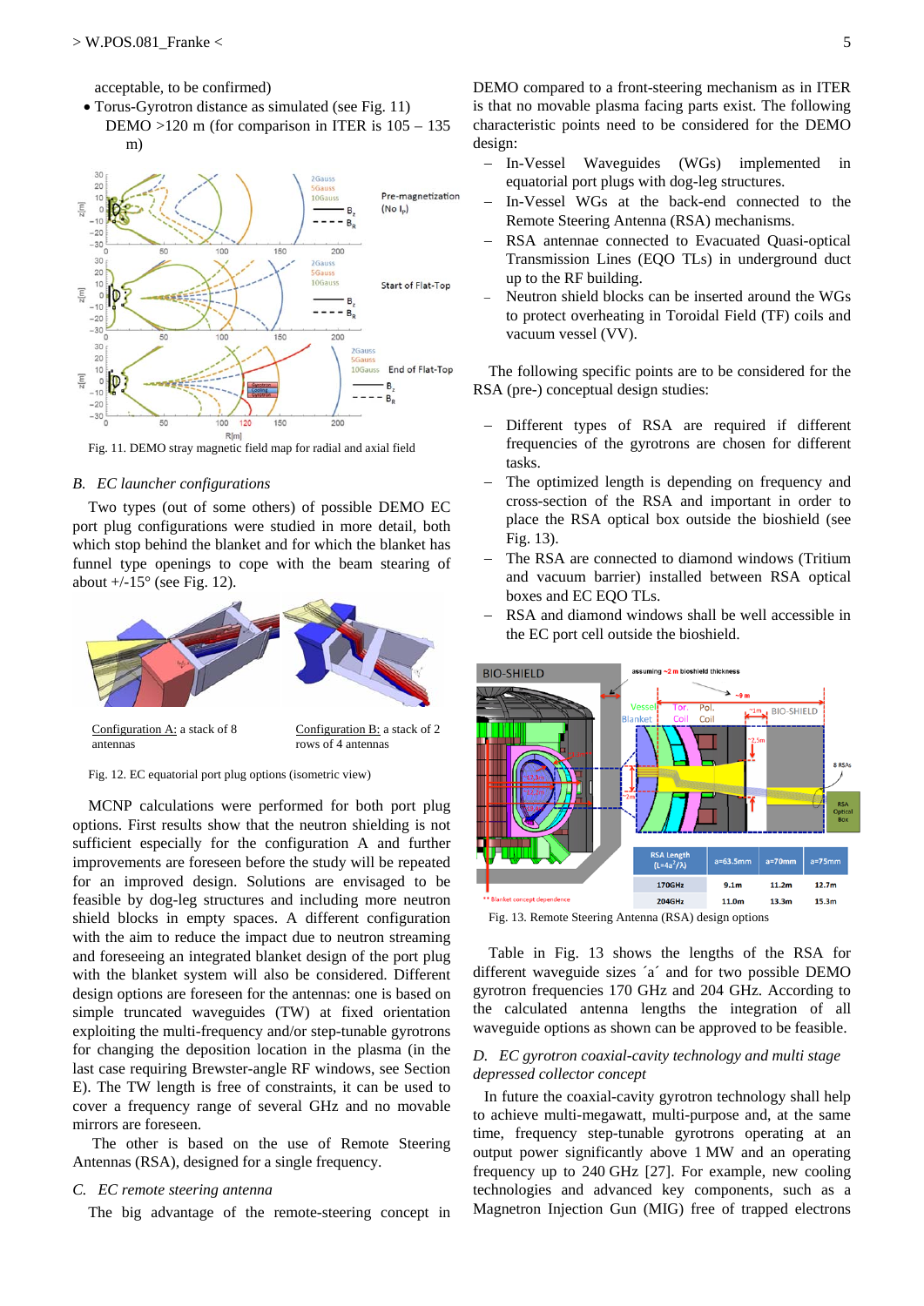acceptable, to be confirmed)

- Torus-Gyrotron distance as simulated (see Fig. 11) DEMO >120 m (for comparison in ITER is 105 – 135 m)

Fig. 11. DEMO stray magnetic field map for radial and axial field

### B. EC launcher configurations

Two types (out of some others) of possible DEMO EC port plug configurations were studied in more detail, both which stop behind the blanket and for which the blanket has funnel type openings to cope with the beam stearing of about +/-15° (see Fig. 12).

Configuration A: a stack of 8 antennas

Configuration B: a stack of 2 rows of 4 antennas

Fig. 12. EC equatorial port plug options (isometric view)

MCNP calculations were performed for both port plug options. First results show that the neutron shielding is not sufficient especially for the configuration A and further improvements are foreseen before the study will be repeated for an improved design. Solutions are envisaged to be feasible by dog-leg structures and including more neutron shield blocks in empty spaces. A different configuration with the aim to reduce the impact due to neutron streaming and foreseeing an integrated blanket design of the port plug with the blanket system will also be considered. Different design options are foreseen for the antennas: one is based on simple truncated waveguides (TW) at fixed orientation exploiting the multi-frequency and/or step-tunable gyrotrons for changing the deposition location in the plasma (in the last case requiring Brewster-angle RF windows, see Section E). The TW length is free of constraints, it can be used to cover a frequency range of several GHz and no movable mirrors are foreseen.

The other is based on the use of Remote Steering Antennas (RSA), designed for a single frequency.

### C. EC remote steering antenna

The big advantage of the remote-steering concept in DEMO compared to a front-steering mechanism as in ITER is that no movable plasma facing parts exist. The following characteristic points need to be considered for the DEMO design:

- In-Vessel Waveguides (WGs) implemented in equatorial port plugs with dog-leg structures.
- In-Vessel WGs at the back-end connected to the Remote Steering Antenna (RSA) mechanisms.
- RSA antennae connected to Evacuated Quasi-optical Transmission Lines (EQO TLs) in underground duct up to the RF building.
- Neutron shield blocks can be inserted around the WGs to protect overheating in Toroidal Field (TF) coils and vacuum vessel (VV).

The following specific points are to be considered for the RSA (pre-) conceptual design studies:

- Different types of RSA are required if different frequencies of the gyrotrons are chosen for different tasks.
- The optimized length is depending on frequency and cross-section of the RSA and important in order to place the RSA optical box outside the bioshield (see Fig. 13).
- The RSA are connected to diamond windows (Tritium and vacuum barrier) installed between RSA optical boxes and EC EQO TLs.
- RSA and diamond windows shall be well accessible in the EC port cell outside the bioshield.

| RSA Length ($L=4a^2/\lambda$) | a=63.5mm | a=70mm | a=75mm |
|---|---|---|---|
| 170GHz | 9.1m | 11.2m | 12.7m |
| 204GHz | 11.0m | 13.3m | 15.3m |

Fig. 13. Remote Steering Antenna (RSA) design options

Table in Fig. 13 shows the lengths of the RSA for different waveguide sizes ´a´ and for two possible DEMO gyrotron frequencies 170 GHz and 204 GHz. According to the calculated antenna lengths the integration of all waveguide options as shown can be approved to be feasible.

### D. EC gyrotron coaxial-cavity technology and multi stage depressed collector concept

In future the coaxial-cavity gyrotron technology shall help to achieve multi-megawatt, multi-purpose and, at the same time, frequency step-tunable gyrotrons operating at an output power significantly above 1 MW and an operating frequency up to 240 GHz [27]. For example, new cooling technologies and advanced key components, such as a Magnetron Injection Gun (MIG) free of trapped electrons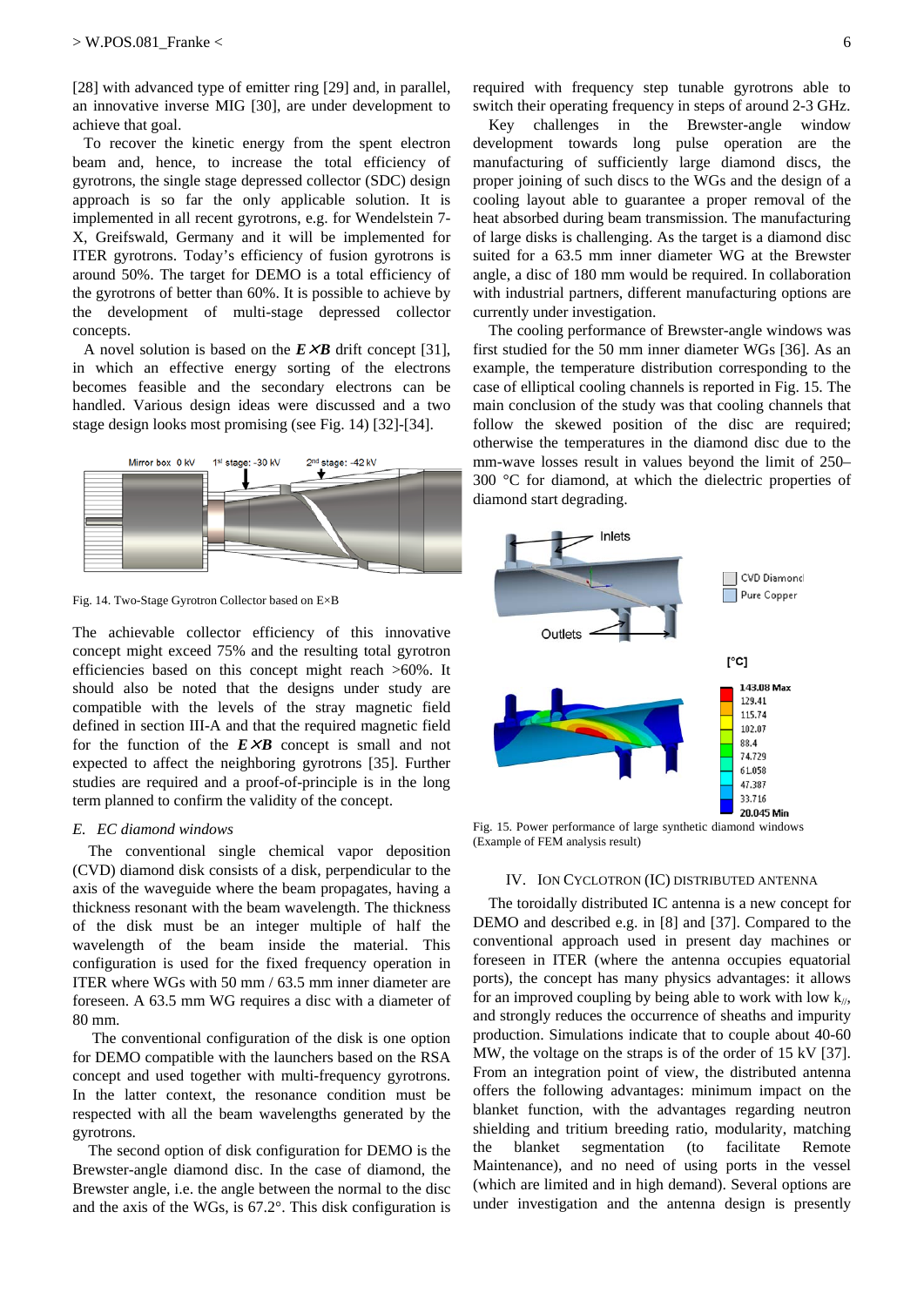[28] with advanced type of emitter ring [29] and, in parallel, an innovative inverse MIG [30], are under development to achieve that goal.

To recover the kinetic energy from the spent electron beam and, hence, to increase the total efficiency of gyrotrons, the single stage depressed collector (SDC) design approach is so far the only applicable solution. It is implemented in all recent gyrotrons, e.g. for Wendelstein 7-X, Greifswald, Germany and it will be implemented for ITER gyrotrons. Today's efficiency of fusion gyrotrons is around 50%. The target for DEMO is a total efficiency of the gyrotrons of better than 60%. It is possible to achieve by the development of multi-stage depressed collector concepts.

A novel solution is based on the ***E×B*** drift concept [31], in which an effective energy sorting of the electrons becomes feasible and the secondary electrons can be handled. Various design ideas were discussed and a two stage design looks most promising (see Fig. 14) [32]-[34].

Fig. 14. Two-Stage Gyrotron Collector based on E×B

The achievable collector efficiency of this innovative concept might exceed 75% and the resulting total gyrotron efficiencies based on this concept might reach >60%. It should also be noted that the designs under study are compatible with the levels of the stray magnetic field defined in section III-A and that the required magnetic field for the function of the ***E×B*** concept is small and not expected to affect the neighboring gyrotrons [35]. Further studies are required and a proof-of-principle is in the long term planned to confirm the validity of the concept.

### *E. EC diamond windows*

The conventional single chemical vapor deposition (CVD) diamond disk consists of a disk, perpendicular to the axis of the waveguide where the beam propagates, having a thickness resonant with the beam wavelength. The thickness of the disk must be an integer multiple of half the wavelength of the beam inside the material. This configuration is used for the fixed frequency operation in ITER where WGs with 50 mm / 63.5 mm inner diameter are foreseen. A 63.5 mm WG requires a disc with a diameter of 80 mm.

The conventional configuration of the disk is one option for DEMO compatible with the launchers based on the RSA concept and used together with multi-frequency gyrotrons. In the latter context, the resonance condition must be respected with all the beam wavelengths generated by the gyrotrons.

The second option of disk configuration for DEMO is the Brewster-angle diamond disc. In the case of diamond, the Brewster angle, i.e. the angle between the normal to the disc and the axis of the WGs, is 67.2°. This disk configuration is required with frequency step tunable gyrotrons able to switch their operating frequency in steps of around 2-3 GHz.

Key challenges in the Brewster-angle window development towards long pulse operation are the manufacturing of sufficiently large diamond discs, the proper joining of such discs to the WGs and the design of a cooling layout able to guarantee a proper removal of the heat absorbed during beam transmission. The manufacturing of large disks is challenging. As the target is a diamond disc suited for a 63.5 mm inner diameter WG at the Brewster angle, a disc of 180 mm would be required. In collaboration with industrial partners, different manufacturing options are currently under investigation.

The cooling performance of Brewster-angle windows was first studied for the 50 mm inner diameter WGs [36]. As an example, the temperature distribution corresponding to the case of elliptical cooling channels is reported in Fig. 15. The main conclusion of the study was that cooling channels that follow the skewed position of the disc are required; otherwise the temperatures in the diamond disc due to the mm-wave losses result in values beyond the limit of 250–300 °C for diamond, at which the dielectric properties of diamond start degrading.

Fig. 15. Power performance of large synthetic diamond windows (Example of FEM analysis result)

## IV. Ion Cyclotron (IC) Distributed Antenna

The toroidally distributed IC antenna is a new concept for DEMO and described e.g. in [8] and [37]. Compared to the conventional approach used in present day machines or foreseen in ITER (where the antenna occupies equatorial ports), the concept has many physics advantages: it allows for an improved coupling by being able to work with low $k_{//}$, and strongly reduces the occurrence of sheaths and impurity production. Simulations indicate that to couple about 40-60 MW, the voltage on the straps is of the order of 15 kV [37]. From an integration point of view, the distributed antenna offers the following advantages: minimum impact on the blanket function, with the advantages regarding neutron shielding and tritium breeding ratio, modularity, matching the blanket segmentation (to facilitate Remote Maintenance), and no need of using ports in the vessel (which are limited and in high demand). Several options are under investigation and the antenna design is presently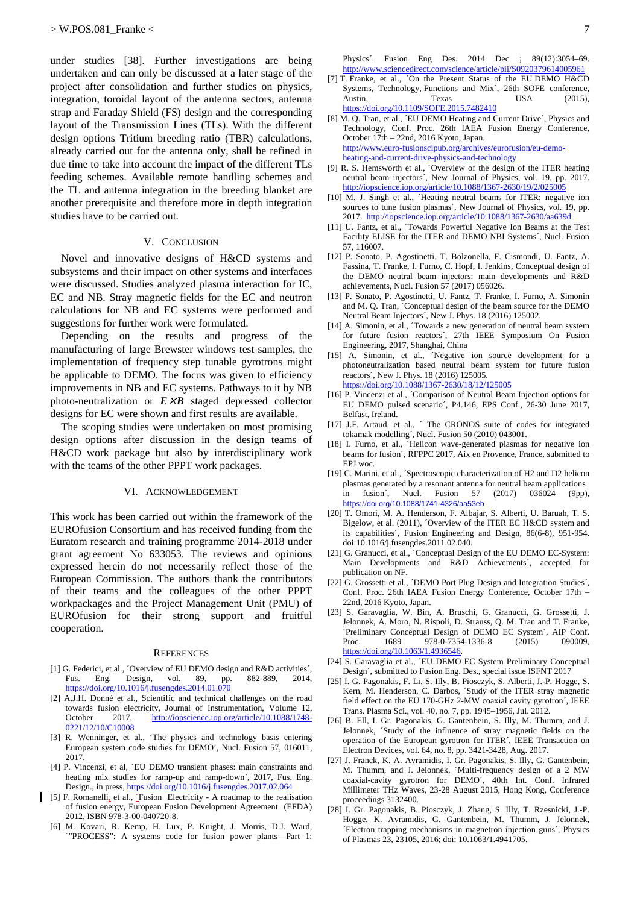under studies [38]. Further investigations are being undertaken and can only be discussed at a later stage of the project after consolidation and further studies on physics, integration, toroidal layout of the antenna sectors, antenna strap and Faraday Shield (FS) design and the corresponding layout of the Transmission Lines (TLs). With the different design options Tritium breeding ratio (TBR) calculations, already carried out for the antenna only, shall be refined in due time to take into account the impact of the different TLs feeding schemes. Available remote handling schemes and the TL and antenna integration in the breeding blanket are another prerequisite and therefore more in depth integration studies have to be carried out.

## V. Conclusion

Novel and innovative designs of H&CD systems and subsystems and their impact on other systems and interfaces were discussed. Studies analyzed plasma interaction for IC, EC and NB. Stray magnetic fields for the EC and neutron calculations for NB and EC systems were performed and suggestions for further work were formulated.

Depending on the results and progress of the manufacturing of large Brewster windows test samples, the implementation of frequency step tunable gyrotrons might be applicable to DEMO. The focus was given to efficiency improvements in NB and EC systems. Pathways to it by NB photo-neutralization or $\boldsymbol{E \times B}$ staged depressed collector designs for EC were shown and first results are available.

The scoping studies were undertaken on most promising design options after discussion in the design teams of H&CD work package but also by interdisciplinary work with the teams of the other PPPT work packages.

## VI. Acknowledgement

This work has been carried out within the framework of the EUROfusion Consortium and has received funding from the Euratom research and training programme 2014-2018 under grant agreement No 633053. The reviews and opinions expressed herein do not necessarily reflect those of the European Commission. The authors thank the contributors of their teams and the colleagues of the other PPPT workpackages and the Project Management Unit (PMU) of EUROfusion for their strong support and fruitful cooperation.

## References

[1] G. Federici, et al., ´Overview of EU DEMO design and R&D activities´, Fus. Eng. Design, vol. 89, pp. 882-889, 2014, https://doi.org/10.1016/j.fusengdes.2014.01.070

[2] A.J.H. Donné et al., Scientific and technical challenges on the road towards fusion electricity, Journal of Instrumentation, Volume 12, October 2017, http://iopscience.iop.org/article/10.1088/1748-0221/12/10/C10008

[3] R. Wenninger, et al., 'The physics and technology basis entering European system code studies for DEMO', Nucl. Fusion 57, 016011, 2017.

[4] P. Vincenzi, et al, ´EU DEMO transient phases: main constraints and heating mix studies for ramp-up and ramp-down`, 2017, Fus. Eng. Design., in press, https://doi.org/10.1016/j.fusengdes.2017.02.064

[5] F. Romanelli, et al., ´Fusion Electricity - A roadmap to the realisation of fusion energy, European Fusion Development Agreement (EFDA) 2012, ISBN 978-3-00-040720-8.

[6] M. Kovari, R. Kemp, H. Lux, P. Knight, J. Morris, D.J. Ward, ´"PROCESS": A systems code for fusion power plants—Part 1: Physics´. Fusion Eng Des. 2014 Dec ; 89(12):3054–69. http://www.sciencedirect.com/science/article/pii/S0920379614005961

[7] T. Franke, et al., ´On the Present Status of the EU DEMO H&CD Systems, Technology, Functions and Mix´, 26th SOFE conference, Austin, Texas USA (2015), https://doi.org/10.1109/SOFE.2015.7482410

[8] M. Q. Tran, et al., ´EU DEMO Heating and Current Drive´, Physics and Technology, Conf. Proc. 26th IAEA Fusion Energy Conference, October 17th – 22nd, 2016 Kyoto, Japan. http://www.euro-fusionscipub.org/archives/eurofusion/eu-demo-heating-and-current-drive-physics-and-technology

[9] R. S. Hemsworth et al., ´Overview of the design of the ITER heating neutral beam injectors´, New Journal of Physics, vol. 19, pp. 2017. http://iopscience.iop.org/article/10.1088/1367-2630/19/2/025005

[10] M. J. Singh et al., ´Heating neutral beams for ITER: negative ion sources to tune fusion plasmas´, New Journal of Physics, vol. 19, pp. 2017. http://iopscience.iop.org/article/10.1088/1367-2630/aa639d

[11] U. Fantz, et al., ´Towards Powerful Negative Ion Beams at the Test Facility ELISE for the ITER and DEMO NBI Systems´, Nucl. Fusion 57, 116007.

[12] P. Sonato, P. Agostinetti, T. Bolzonella, F. Cismondi, U. Fantz, A. Fassina, T. Franke, I. Furno, C. Hopf, I. Jenkins, Conceptual design of the DEMO neutral beam injectors: main developments and R&D achievements, Nucl. Fusion 57 (2017) 056026.

[13] P. Sonato, P. Agostinetti, U. Fantz, T. Franke, I. Furno, A. Simonin and M. Q. Tran, ´Conceptual design of the beam source for the DEMO Neutral Beam Injectors´, New J. Phys. 18 (2016) 125002.

[14] A. Simonin, et al., ´Towards a new generation of neutral beam system for future fusion reactors´, 27th IEEE Symposium On Fusion Engineering, 2017, Shanghai, China

[15] A. Simonin, et al., ´Negative ion source development for a photoneutralization based neutral beam system for future fusion reactors´, New J. Phys. 18 (2016) 125005. https://doi.org/10.1088/1367-2630/18/12/125005

[16] P. Vincenzi et al., ´Comparison of Neutral Beam Injection options for EU DEMO pulsed scenario´, P4.146, EPS Conf., 26-30 June 2017, Belfast, Ireland.

[17] J.F. Artaud, et al., ´ The CRONOS suite of codes for integrated tokamak modelling´, Nucl. Fusion 50 (2010) 043001.

[18] I. Furno, et al., ´Helicon wave-generated plasmas for negative ion beams for fusion´, RFPPC 2017, Aix en Provence, France, submitted to EPJ woc.

[19] C. Marini, et al., ´Spectroscopic characterization of H2 and D2 helicon plasmas generated by a resonant antenna for neutral beam applications in fusion´, Nucl. Fusion 57 (2017) 036024 (9pp), https://doi.org/10.1088/1741-4326/aa53eb

[20] T. Omori, M. A. Henderson, F. Albajar, S. Alberti, U. Baruah, T. S. Bigelow, et al. (2011), ´Overview of the ITER EC H&CD system and its capabilities´, Fusion Engineering and Design, 86(6-8), 951-954. doi:10.1016/j.fusengdes.2011.02.040.

[21] G. Granucci, et al., ´Conceptual Design of the EU DEMO EC-System: Main Developments and R&D Achievements´, accepted for publication on NF.

[22] G. Grossetti et al., ´DEMO Port Plug Design and Integration Studies´, Conf. Proc. 26th IAEA Fusion Energy Conference, October 17th – 22nd, 2016 Kyoto, Japan.

[23] S. Garavaglia, W. Bin, A. Bruschi, G. Granucci, G. Grossetti, J. Jelonnek, A. Moro, N. Rispoli, D. Strauss, Q. M. Tran and T. Franke, ´Preliminary Conceptual Design of DEMO EC System´, AIP Conf. Proc. 1689 978-0-7354-1336-8 (2015) 090009, https://doi.org/10.1063/1.4936546.

[24] S. Garavaglia et al., ´EU DEMO EC System Preliminary Conceptual Design´, submitted to Fusion Eng. Des., special issue ISFNT 2017

[25] I. G. Pagonakis, F. Li, S. Illy, B. Piosczyk, S. Alberti, J.-P. Hogge, S. Kern, M. Henderson, C. Darbos, ´Study of the ITER stray magnetic field effect on the EU 170-GHz 2-MW coaxial cavity gyrotron´, IEEE Trans. Plasma Sci., vol. 40, no. 7, pp. 1945–1956, Jul. 2012.

[26] B. Ell, I. Gr. Pagonakis, G. Gantenbein, S. Illy, M. Thumm, and J. Jelonnek, ´Study of the influence of stray magnetic fields on the operation of the European gyrotron for ITER´, IEEE Transaction on Electron Devices, vol. 64, no. 8, pp. 3421-3428, Aug. 2017.

[27] J. Franck, K. A. Avramidis, I. Gr. Pagonakis, S. Illy, G. Gantenbein, M. Thumm, and J. Jelonnek, ´Multi-frequency design of a 2 MW coaxial-cavity gyrotron for DEMO´, 40th Int. Conf. Infrared Millimeter THz Waves, 23-28 August 2015, Hong Kong, Conference proceedings 3132400.

[28] I. Gr. Pagonakis, B. Piosczyk, J. Zhang, S. Illy, T. Rzesnicki, J.-P. Hogge, K. Avramidis, G. Gantenbein, M. Thumm, J. Jelonnek, ´Electron trapping mechanisms in magnetron injection guns´, Physics of Plasmas 23, 23105, 2016; doi: 10.1063/1.4941705.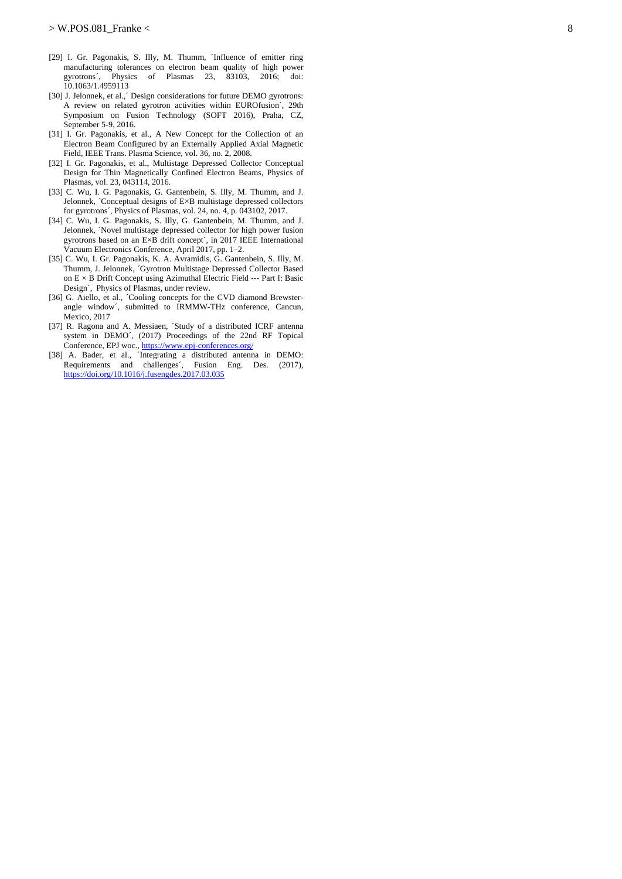[29] I. Gr. Pagonakis, S. Illy, M. Thumm, ´Influence of emitter ring manufacturing tolerances on electron beam quality of high power gyrotrons´, Physics of Plasmas 23, 83103, 2016; doi: 10.1063/1.4959113

[30] J. Jelonnek, et al.,´ Design considerations for future DEMO gyrotrons: A review on related gyrotron activities within EUROfusion´, 29th Symposium on Fusion Technology (SOFT 2016), Praha, CZ, September 5-9, 2016.

[31] I. Gr. Pagonakis, et al., A New Concept for the Collection of an Electron Beam Configured by an Externally Applied Axial Magnetic Field, IEEE Trans. Plasma Science, vol. 36, no. 2, 2008.

[32] I. Gr. Pagonakis, et al., Multistage Depressed Collector Conceptual Design for Thin Magnetically Confined Electron Beams, Physics of Plasmas, vol. 23, 043114, 2016.

[33] C. Wu, I. G. Pagonakis, G. Gantenbein, S. Illy, M. Thumm, and J. Jelonnek, ´Conceptual designs of E×B multistage depressed collectors for gyrotrons´, Physics of Plasmas, vol. 24, no. 4, p. 043102, 2017.

[34] C. Wu, I. G. Pagonakis, S. Illy, G. Gantenbein, M. Thumm, and J. Jelonnek, ´Novel multistage depressed collector for high power fusion gyrotrons based on an E×B drift concept´, in 2017 IEEE International Vacuum Electronics Conference, April 2017, pp. 1–2.

[35] C. Wu, I. Gr. Pagonakis, K. A. Avramidis, G. Gantenbein, S. Illy, M. Thumm, J. Jelonnek, ´Gyrotron Multistage Depressed Collector Based on E × B Drift Concept using Azimuthal Electric Field --- Part I: Basic Design´, Physics of Plasmas, under review.

[36] G. Aiello, et al., ´Cooling concepts for the CVD diamond Brewster-angle window´, submitted to IRMMW-THz conference, Cancun, Mexico, 2017

[37] R. Ragona and A. Messiaen, ´Study of a distributed ICRF antenna system in DEMO´, (2017) Proceedings of the 22nd RF Topical Conference, EPJ woc., https://www.epj-conferences.org/

[38] A. Bader, et al., ´Integrating a distributed antenna in DEMO: Requirements and challenges´, Fusion Eng. Des. (2017), https://doi.org/10.1016/j.fusengdes.2017.03.035